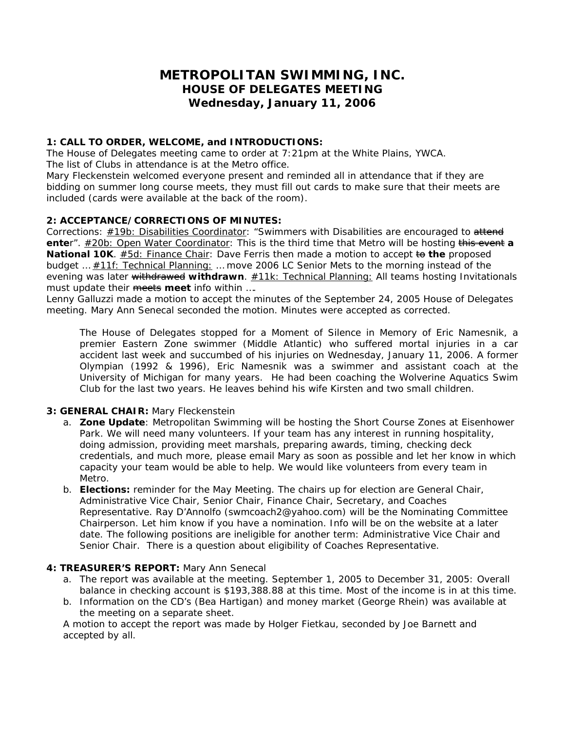# METROPOLITAN SWIMMING, INC.
## HOUSE OF DELEGATES MEETING
## Wednesday, January 11, 2006

**1: CALL TO ORDER, WELCOME, and INTRODUCTIONS:**
The House of Delegates meeting came to order at 7:21pm at the White Plains, YWCA.
The list of Clubs in attendance is at the Metro office.
Mary Fleckenstein welcomed everyone present and reminded all in attendance that if they are bidding on summer long course meets, they must fill out cards to make sure that their meets are included (cards were available at the back of the room).

**2: ACCEPTANCE/CORRECTIONS OF MINUTES:**
Corrections: #19b: Disabilities Coordinator: "Swimmers with Disabilities are encouraged to ~~attend~~ **ente**r". #20b: Open Water Coordinator: This is the third time that Metro will be hosting ~~this event~~ **a National 10K**. #5d: Finance Chair: Dave Ferris then made a motion to accept ~~to~~ **the** proposed budget … #11f: Technical Planning: … move 2006 LC Senior Mets to the morning instead of the evening was later ~~withdrawed~~ **withdrawn**. #11k: Technical Planning: All teams hosting Invitationals must update their ~~meets~~ **meet** info within ….
Lenny Galluzzi made a motion to accept the minutes of the September 24, 2005 House of Delegates meeting. Mary Ann Senecal seconded the motion. Minutes were accepted as corrected.

> The House of Delegates stopped for a Moment of Silence in Memory of Eric Namesnik, a premier Eastern Zone swimmer (Middle Atlantic) who suffered mortal injuries in a car accident last week and succumbed of his injuries on Wednesday, January 11, 2006. A former Olympian (1992 & 1996), Eric Namesnik was a swimmer and assistant coach at the University of Michigan for many years. He had been coaching the Wolverine Aquatics Swim Club for the last two years. He leaves behind his wife Kirsten and two small children.

**3: GENERAL CHAIR:** Mary Fleckenstein

a. **Zone Update**: Metropolitan Swimming will be hosting the Short Course Zones at Eisenhower Park. We will need many volunteers. If your team has any interest in running hospitality, doing admission, providing meet marshals, preparing awards, timing, checking deck credentials, and much more, please email Mary as soon as possible and let her know in which capacity your team would be able to help. We would like volunteers from every team in Metro.
b. **Elections:** reminder for the May Meeting. The chairs up for election are General Chair, Administrative Vice Chair, Senior Chair, Finance Chair, Secretary, and Coaches Representative. Ray D'Annolfo (swmcoach2@yahoo.com) will be the Nominating Committee Chairperson. Let him know if you have a nomination. Info will be on the website at a later date. The following positions are ineligible for another term: Administrative Vice Chair and Senior Chair. There is a question about eligibility of Coaches Representative.

**4: TREASURER'S REPORT:** Mary Ann Senecal

a. The report was available at the meeting. September 1, 2005 to December 31, 2005: Overall balance in checking account is $193,388.88 at this time. Most of the income is in at this time.
b. Information on the CD's (Bea Hartigan) and money market (George Rhein) was available at the meeting on a separate sheet.

A motion to accept the report was made by Holger Fietkau, seconded by Joe Barnett and accepted by all.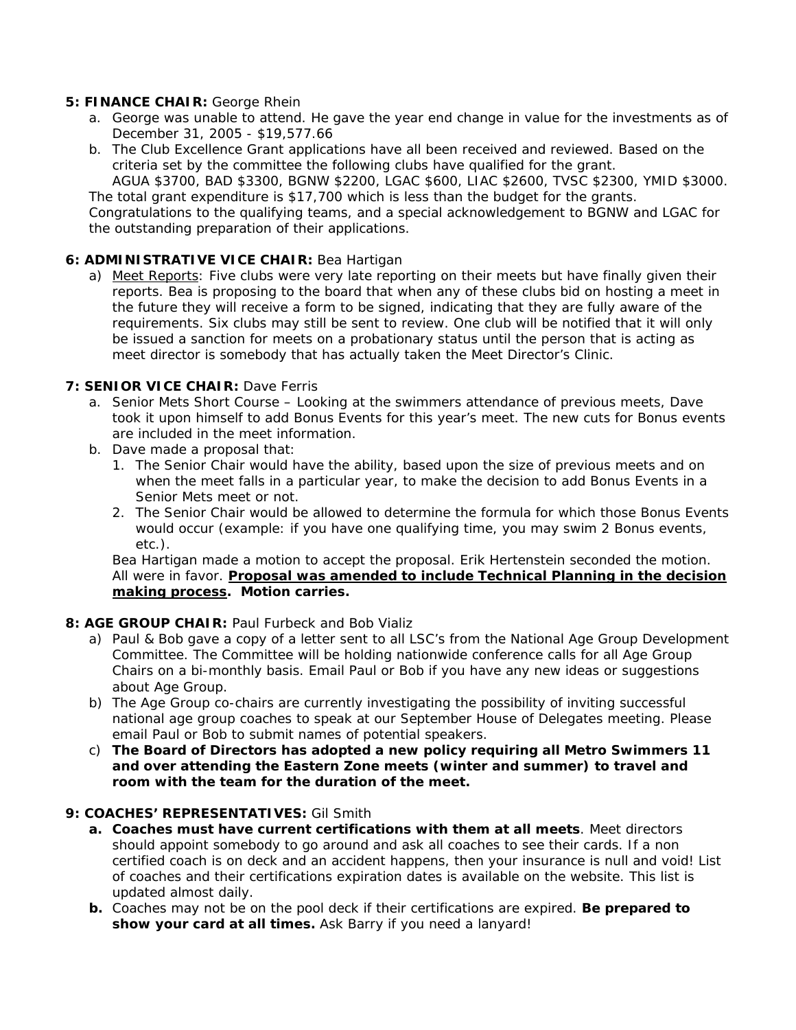**5: FINANCE CHAIR:** George Rhein

a. George was unable to attend. He gave the year end change in value for the investments as of December 31, 2005 - $19,577.66
b. The Club Excellence Grant applications have all been received and reviewed. Based on the criteria set by the committee the following clubs have qualified for the grant.
   AGUA $3700, BAD $3300, BGNW $2200, LGAC $600, LIAC $2600, TVSC $2300, YMID $3000.

The total grant expenditure is $17,700 which is less than the budget for the grants. Congratulations to the qualifying teams, and a special acknowledgement to BGNW and LGAC for the outstanding preparation of their applications.

**6: ADMINISTRATIVE VICE CHAIR:** Bea Hartigan

a) Meet Reports: Five clubs were very late reporting on their meets but have finally given their reports. Bea is proposing to the board that when any of these clubs bid on hosting a meet in the future they will receive a form to be signed, indicating that they are fully aware of the requirements. Six clubs may still be sent to review. One club will be notified that it will only be issued a sanction for meets on a probationary status until the person that is acting as meet director is somebody that has actually taken the Meet Director's Clinic.

**7: SENIOR VICE CHAIR:** Dave Ferris

a. Senior Mets Short Course – Looking at the swimmers attendance of previous meets, Dave took it upon himself to add Bonus Events for this year's meet. The new cuts for Bonus events are included in the meet information.
b. Dave made a proposal that:
   1. The Senior Chair would have the ability, based upon the size of previous meets and on when the meet falls in a particular year, to make the decision to add Bonus Events in a Senior Mets meet or not.
   2. The Senior Chair would be allowed to determine the formula for which those Bonus Events would occur (example: if you have one qualifying time, you may swim 2 Bonus events, etc.).

   Bea Hartigan made a motion to accept the proposal. Erik Hertenstein seconded the motion. All were in favor. **Proposal was amended to include Technical Planning in the decision making process. Motion carries.**

**8: AGE GROUP CHAIR:** Paul Furbeck and Bob Vializ

a) Paul & Bob gave a copy of a letter sent to all LSC's from the National Age Group Development Committee. The Committee will be holding nationwide conference calls for all Age Group Chairs on a bi-monthly basis. Email Paul or Bob if you have any new ideas or suggestions about Age Group.
b) The Age Group co-chairs are currently investigating the possibility of inviting successful national age group coaches to speak at our September House of Delegates meeting. Please email Paul or Bob to submit names of potential speakers.
c) **The Board of Directors has adopted a new policy requiring all Metro Swimmers 11 and over attending the Eastern Zone meets (winter and summer) to travel and room with the team for the duration of the meet.**

**9: COACHES' REPRESENTATIVES:** Gil Smith

a. **Coaches must have current certifications with them at all meets**. Meet directors should appoint somebody to go around and ask all coaches to see their cards. If a non certified coach is on deck and an accident happens, then your insurance is null and void! List of coaches and their certifications expiration dates is available on the website. This list is updated almost daily.
b. Coaches may not be on the pool deck if their certifications are expired. **Be prepared to show your card at all times.** Ask Barry if you need a lanyard!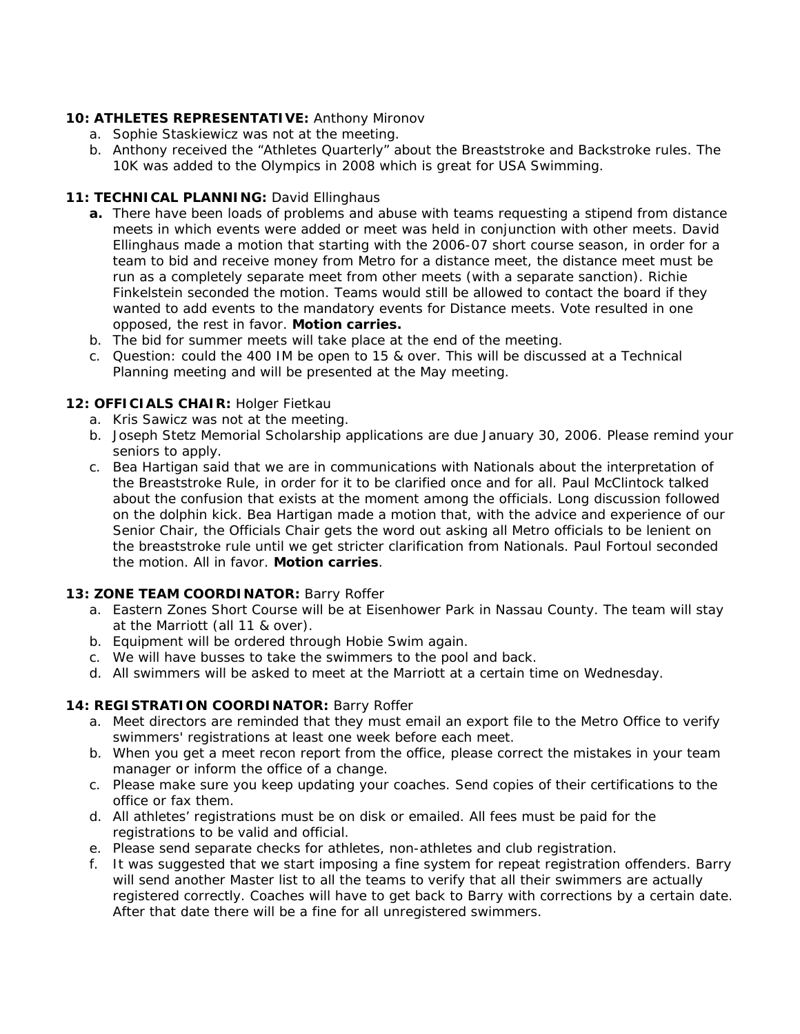**10: ATHLETES REPRESENTATIVE:** Anthony Mironov

a. Sophie Staskiewicz was not at the meeting.
b. Anthony received the "Athletes Quarterly" about the Breaststroke and Backstroke rules. The 10K was added to the Olympics in 2008 which is great for USA Swimming.

**11: TECHNICAL PLANNING:** David Ellinghaus

**a.** There have been loads of problems and abuse with teams requesting a stipend from distance meets in which events were added or meet was held in conjunction with other meets. David Ellinghaus made a motion that starting with the 2006-07 short course season, in order for a team to bid and receive money from Metro for a distance meet, the distance meet must be run as a completely separate meet from other meets (with a separate sanction). Richie Finkelstein seconded the motion. Teams would still be allowed to contact the board if they wanted to add events to the mandatory events for Distance meets. Vote resulted in one opposed, the rest in favor. **Motion carries.**
b. The bid for summer meets will take place at the end of the meeting.
c. Question: could the 400 IM be open to 15 & over. This will be discussed at a Technical Planning meeting and will be presented at the May meeting.

**12: OFFICIALS CHAIR:** Holger Fietkau

a. Kris Sawicz was not at the meeting.
b. Joseph Stetz Memorial Scholarship applications are due January 30, 2006. Please remind your seniors to apply.
c. Bea Hartigan said that we are in communications with Nationals about the interpretation of the Breaststroke Rule, in order for it to be clarified once and for all. Paul McClintock talked about the confusion that exists at the moment among the officials. Long discussion followed on the dolphin kick. Bea Hartigan made a motion that, with the advice and experience of our Senior Chair, the Officials Chair gets the word out asking all Metro officials to be lenient on the breaststroke rule until we get stricter clarification from Nationals. Paul Fortoul seconded the motion. All in favor. **Motion carries**.

**13: ZONE TEAM COORDINATOR:** Barry Roffer

a. Eastern Zones Short Course will be at Eisenhower Park in Nassau County. The team will stay at the Marriott (all 11 & over).
b. Equipment will be ordered through Hobie Swim again.
c. We will have busses to take the swimmers to the pool and back.
d. All swimmers will be asked to meet at the Marriott at a certain time on Wednesday.

**14: REGISTRATION COORDINATOR:** Barry Roffer

a. Meet directors are reminded that they must email an export file to the Metro Office to verify swimmers' registrations at least one week before each meet.
b. When you get a meet recon report from the office, please correct the mistakes in your team manager or inform the office of a change.
c. Please make sure you keep updating your coaches. Send copies of their certifications to the office or fax them.
d. All athletes' registrations must be on disk or emailed. All fees must be paid for the registrations to be valid and official.
e. Please send separate checks for athletes, non-athletes and club registration.
f. It was suggested that we start imposing a fine system for repeat registration offenders. Barry will send another Master list to all the teams to verify that all their swimmers are actually registered correctly. Coaches will have to get back to Barry with corrections by a certain date. After that date there will be a fine for all unregistered swimmers.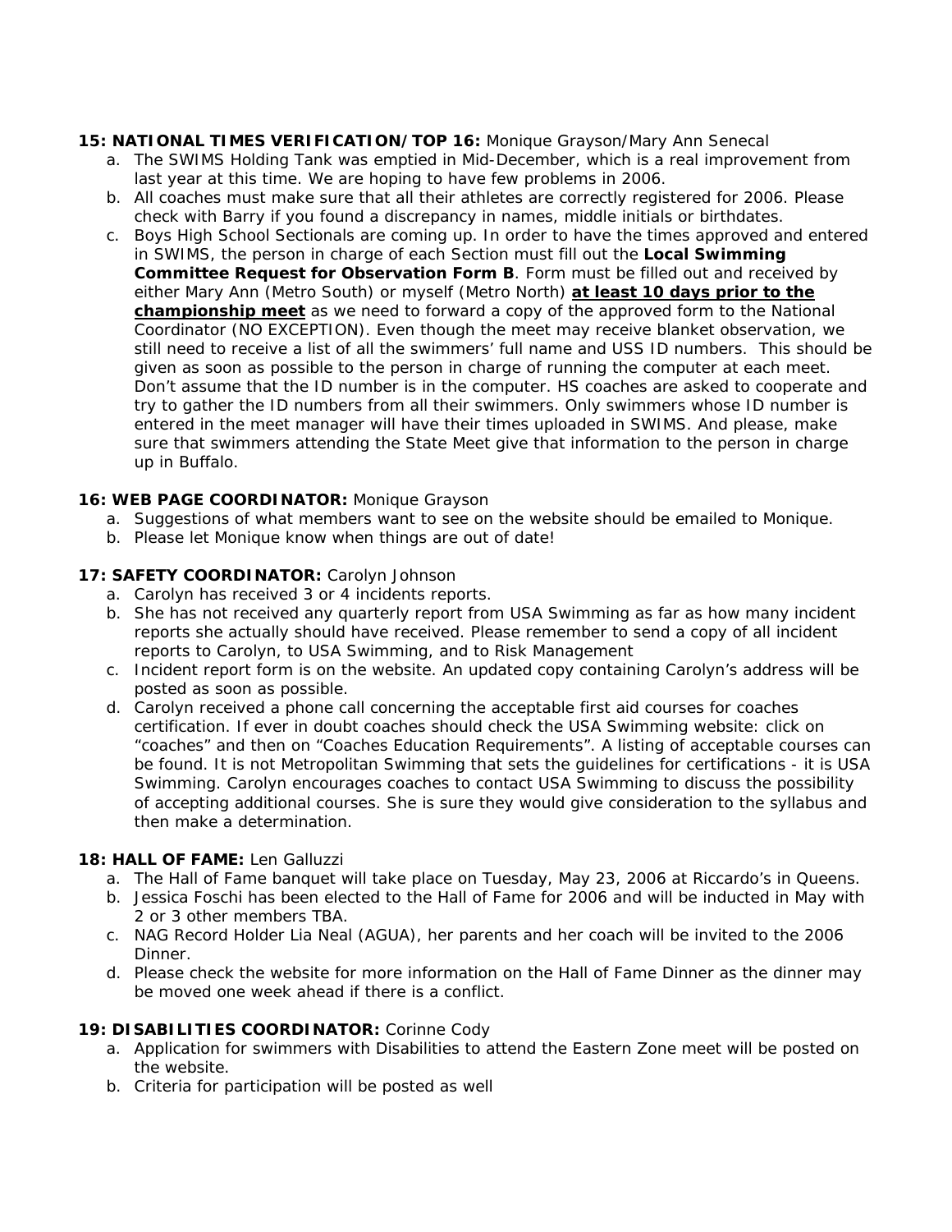**15: NATIONAL TIMES VERIFICATION/TOP 16:** Monique Grayson/Mary Ann Senecal

a. The SWIMS Holding Tank was emptied in Mid-December, which is a real improvement from last year at this time. We are hoping to have few problems in 2006.
b. All coaches must make sure that all their athletes are correctly registered for 2006. Please check with Barry if you found a discrepancy in names, middle initials or birthdates.
c. Boys High School Sectionals are coming up. In order to have the times approved and entered in SWIMS, the person in charge of each Section must fill out the **Local Swimming Committee Request for Observation Form B**. Form must be filled out and received by either Mary Ann (Metro South) or myself (Metro North) **at least 10 days prior to the championship meet** as we need to forward a copy of the approved form to the National Coordinator (NO EXCEPTION). Even though the meet may receive blanket observation, we still need to receive a list of all the swimmers' full name and USS ID numbers. This should be given as soon as possible to the person in charge of running the computer at each meet. Don't assume that the ID number is in the computer. HS coaches are asked to cooperate and try to gather the ID numbers from all their swimmers. Only swimmers whose ID number is entered in the meet manager will have their times uploaded in SWIMS. And please, make sure that swimmers attending the State Meet give that information to the person in charge up in Buffalo.

**16: WEB PAGE COORDINATOR:** Monique Grayson

a. Suggestions of what members want to see on the website should be emailed to Monique.
b. Please let Monique know when things are out of date!

**17: SAFETY COORDINATOR:** Carolyn Johnson

a. Carolyn has received 3 or 4 incidents reports.
b. She has not received any quarterly report from USA Swimming as far as how many incident reports she actually should have received. Please remember to send a copy of all incident reports to Carolyn, to USA Swimming, and to Risk Management
c. Incident report form is on the website. An updated copy containing Carolyn's address will be posted as soon as possible.
d. Carolyn received a phone call concerning the acceptable first aid courses for coaches certification. If ever in doubt coaches should check the USA Swimming website: click on "coaches" and then on "Coaches Education Requirements". A listing of acceptable courses can be found. It is not Metropolitan Swimming that sets the guidelines for certifications - it is USA Swimming. Carolyn encourages coaches to contact USA Swimming to discuss the possibility of accepting additional courses. She is sure they would give consideration to the syllabus and then make a determination.

**18: HALL OF FAME:** Len Galluzzi

a. The Hall of Fame banquet will take place on Tuesday, May 23, 2006 at Riccardo's in Queens.
b. Jessica Foschi has been elected to the Hall of Fame for 2006 and will be inducted in May with 2 or 3 other members TBA.
c. NAG Record Holder Lia Neal (AGUA), her parents and her coach will be invited to the 2006 Dinner.
d. Please check the website for more information on the Hall of Fame Dinner as the dinner may be moved one week ahead if there is a conflict.

**19: DISABILITIES COORDINATOR:** Corinne Cody

a. Application for swimmers with Disabilities to attend the Eastern Zone meet will be posted on the website.
b. Criteria for participation will be posted as well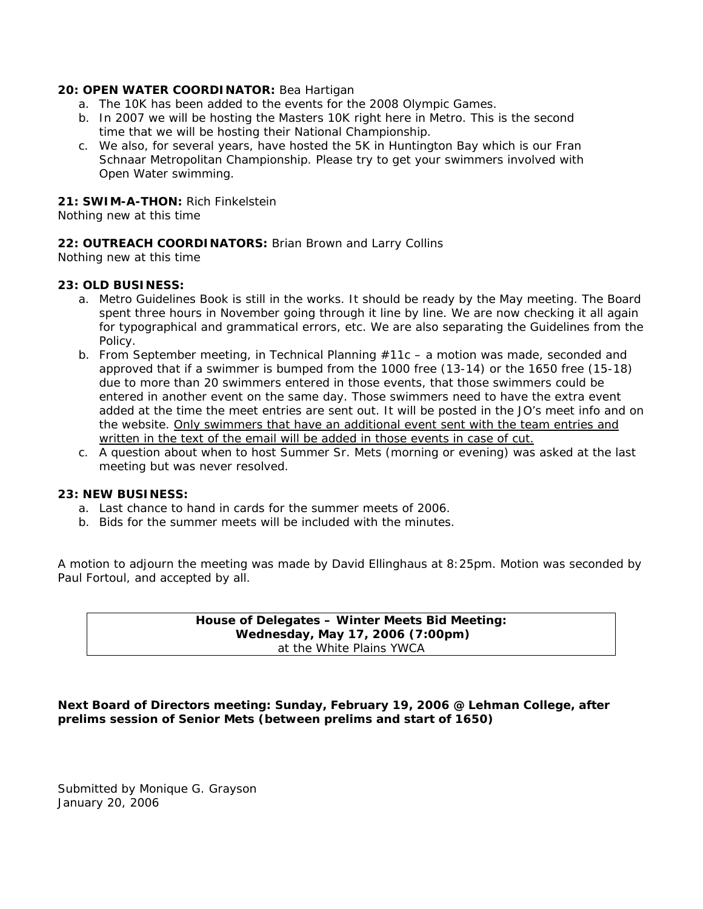**20: OPEN WATER COORDINATOR:** Bea Hartigan

a. The 10K has been added to the events for the 2008 Olympic Games.
b. In 2007 we will be hosting the Masters 10K right here in Metro. This is the second time that we will be hosting their National Championship.
c. We also, for several years, have hosted the 5K in Huntington Bay which is our Fran Schnaar Metropolitan Championship. Please try to get your swimmers involved with Open Water swimming.

**21: SWIM-A-THON:** Rich Finkelstein
Nothing new at this time

**22: OUTREACH COORDINATORS:** Brian Brown and Larry Collins
Nothing new at this time

**23: OLD BUSINESS:**

a. Metro Guidelines Book is still in the works. It should be ready by the May meeting. The Board spent three hours in November going through it line by line. We are now checking it all again for typographical and grammatical errors, etc. We are also separating the Guidelines from the Policy.
b. From September meeting, in Technical Planning #11c – a motion was made, seconded and approved that if a swimmer is bumped from the 1000 free (13-14) or the 1650 free (15-18) due to more than 20 swimmers entered in those events, that those swimmers could be entered in another event on the same day. Those swimmers need to have the extra event added at the time the meet entries are sent out. It will be posted in the JO's meet info and on the website. <u>Only swimmers that have an additional event sent with the team entries and written in the text of the email will be added in those events in case of cut.</u>
c. A question about when to host Summer Sr. Mets (morning or evening) was asked at the last meeting but was never resolved.

**23: NEW BUSINESS:**

a. Last chance to hand in cards for the summer meets of 2006.
b. Bids for the summer meets will be included with the minutes.

A motion to adjourn the meeting was made by David Ellinghaus at 8:25pm. Motion was seconded by Paul Fortoul, and accepted by all.

**House of Delegates – Winter Meets Bid Meeting:**
**Wednesday, May 17, 2006 (7:00pm)**
at the White Plains YWCA

**Next Board of Directors meeting: Sunday, February 19, 2006 @ Lehman College, after prelims session of Senior Mets (between prelims and start of 1650)**

Submitted by Monique G. Grayson
January 20, 2006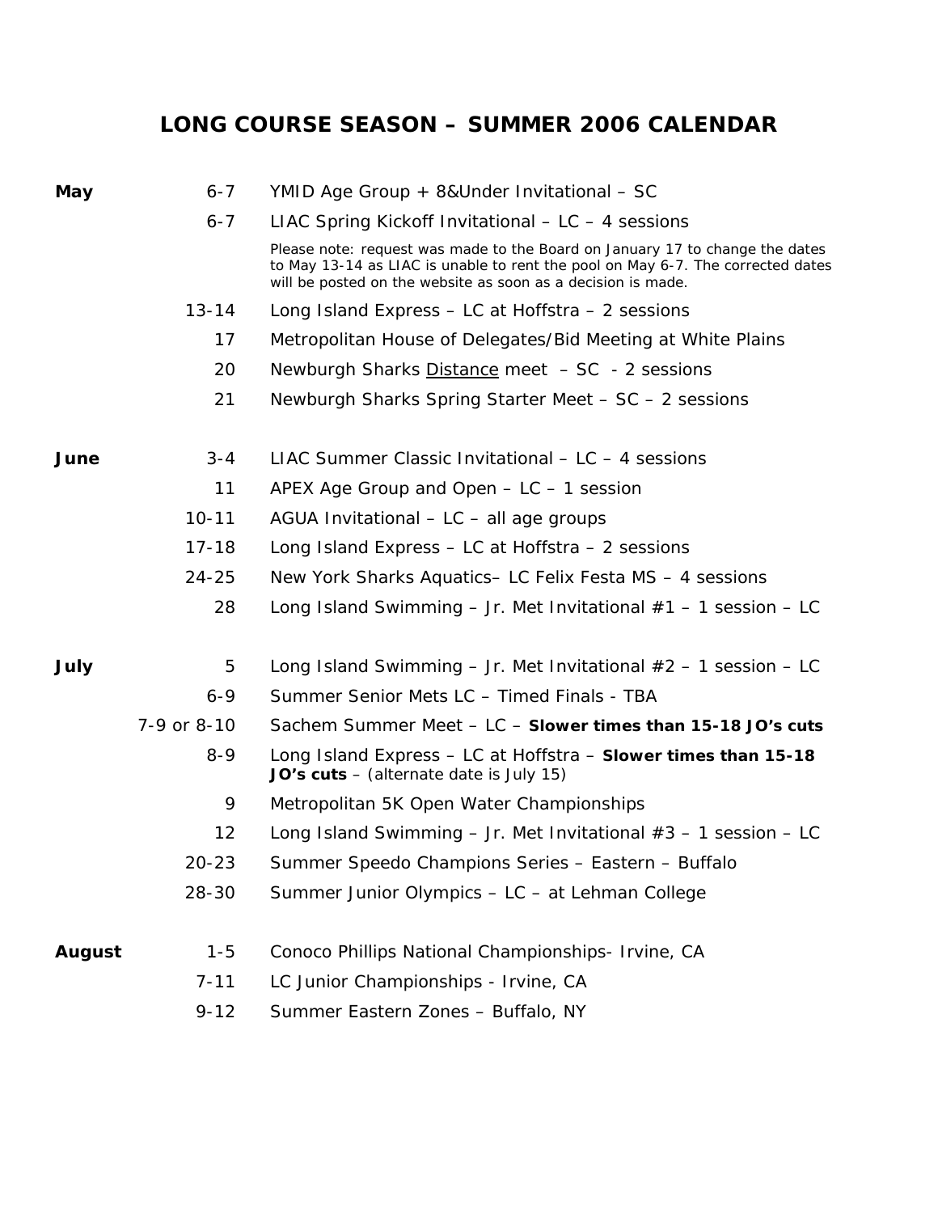# LONG COURSE SEASON – SUMMER 2006 CALENDAR

| | | |
|---|---|---|
| **May** | 6-7 | YMID Age Group + 8&Under Invitational – SC |
| | 6-7 | LIAC Spring Kickoff Invitational – LC – 4 sessions<br>Please note: request was made to the Board on January 17 to change the dates to May 13-14 as LIAC is unable to rent the pool on May 6-7. The corrected dates will be posted on the website as soon as a decision is made. |
| | 13-14 | Long Island Express – LC at Hoffstra – 2 sessions |
| | 17 | Metropolitan House of Delegates/Bid Meeting at White Plains |
| | 20 | Newburgh Sharks Distance meet – SC - 2 sessions |
| | 21 | Newburgh Sharks Spring Starter Meet – SC – 2 sessions |
| **June** | 3-4 | LIAC Summer Classic Invitational – LC – 4 sessions |
| | 11 | APEX Age Group and Open – LC – 1 session |
| | 10-11 | AGUA Invitational – LC – all age groups |
| | 17-18 | Long Island Express – LC at Hoffstra – 2 sessions |
| | 24-25 | New York Sharks Aquatics– LC Felix Festa MS – 4 sessions |
| | 28 | Long Island Swimming – Jr. Met Invitational #1 – 1 session – LC |
| **July** | 5 | Long Island Swimming – Jr. Met Invitational #2 – 1 session – LC |
| | 6-9 | Summer Senior Mets LC – Timed Finals - TBA |
| | 7-9 or 8-10 | Sachem Summer Meet – LC – **Slower times than 15-18 JO's cuts** |
| | 8-9 | Long Island Express – LC at Hoffstra – **Slower times than 15-18 JO's cuts** – (alternate date is July 15) |
| | 9 | Metropolitan 5K Open Water Championships |
| | 12 | Long Island Swimming – Jr. Met Invitational #3 – 1 session – LC |
| | 20-23 | Summer Speedo Champions Series – Eastern – Buffalo |
| | 28-30 | Summer Junior Olympics – LC – at Lehman College |
| **August** | 1-5 | Conoco Phillips National Championships- Irvine, CA |
| | 7-11 | LC Junior Championships - Irvine, CA |
| | 9-12 | Summer Eastern Zones – Buffalo, NY |